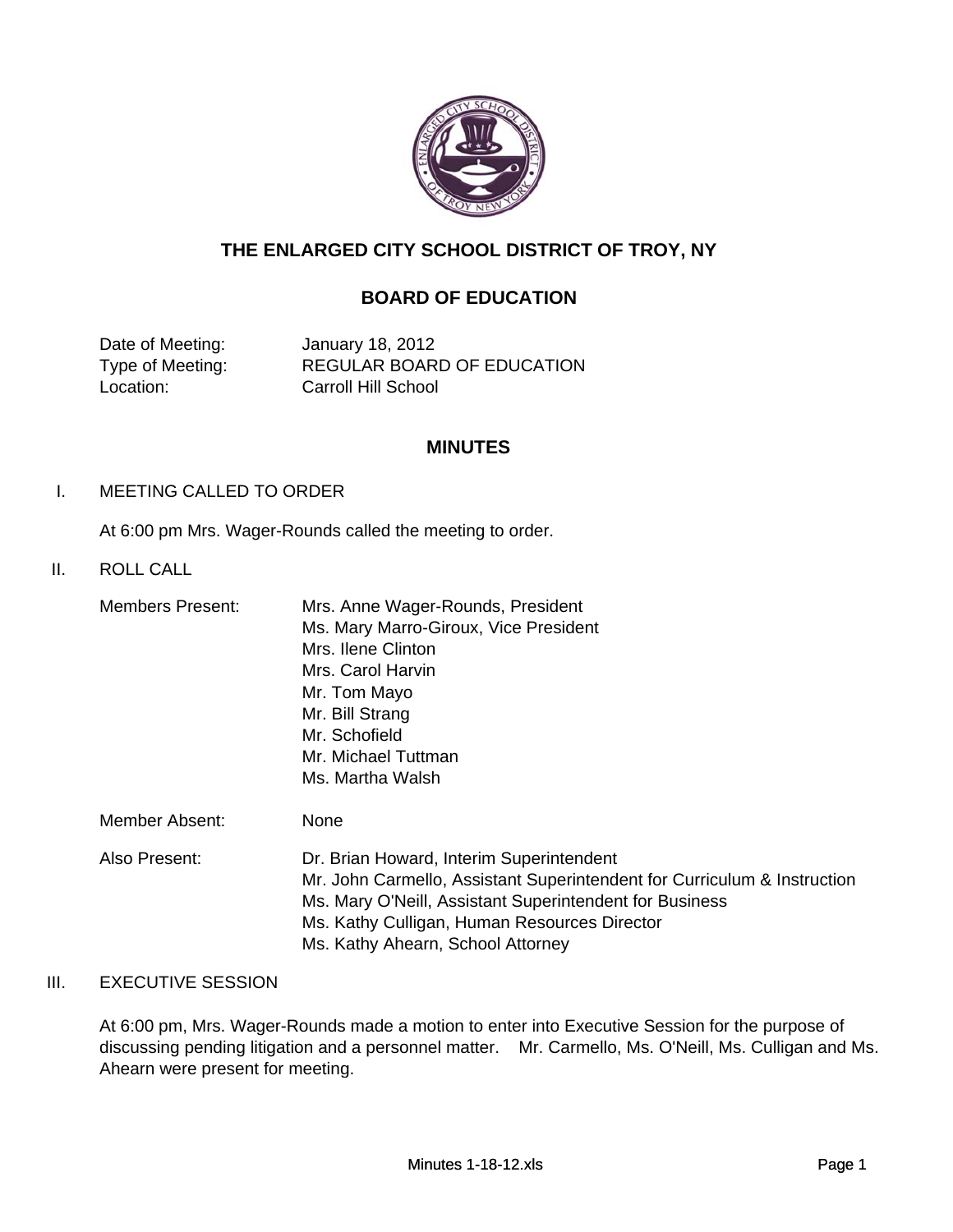# THE ENLARGED CITY SCHOOL DISTRICT OF TROY, NY

## BOARD OF EDUCATION

| | |
|---|---|
| Date of Meeting: | January 18, 2012 |
| Type of Meeting: | REGULAR BOARD OF EDUCATION |
| Location: | Carroll Hill School |

## MINUTES

I. MEETING CALLED TO ORDER

At 6:00 pm Mrs. Wager-Rounds called the meeting to order.

II. ROLL CALL

| | |
|---|---|
| Members Present: | Mrs. Anne Wager-Rounds, President |
| | Ms. Mary Marro-Giroux, Vice President |
| | Mrs. Ilene Clinton |
| | Mrs. Carol Harvin |
| | Mr. Tom Mayo |
| | Mr. Bill Strang |
| | Mr. Schofield |
| | Mr. Michael Tuttman |
| | Ms. Martha Walsh |
| Member Absent: | None |
| Also Present: | Dr. Brian Howard, Interim Superintendent |
| | Mr. John Carmello, Assistant Superintendent for Curriculum & Instruction |
| | Ms. Mary O'Neill, Assistant Superintendent for Business |
| | Ms. Kathy Culligan, Human Resources Director |
| | Ms. Kathy Ahearn, School Attorney |

III. EXECUTIVE SESSION

At 6:00 pm, Mrs. Wager-Rounds made a motion to enter into Executive Session for the purpose of discussing pending litigation and a personnel matter. Mr. Carmello, Ms. O'Neill, Ms. Culligan and Ms. Ahearn were present for meeting.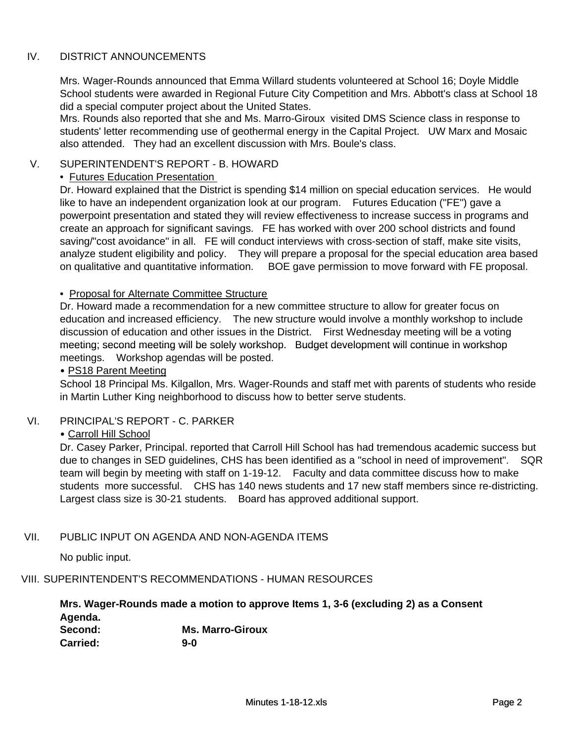## IV. DISTRICT ANNOUNCEMENTS

Mrs. Wager-Rounds announced that Emma Willard students volunteered at School 16; Doyle Middle School students were awarded in Regional Future City Competition and Mrs. Abbott's class at School 18 did a special computer project about the United States.
Mrs. Rounds also reported that she and Ms. Marro-Giroux visited DMS Science class in response to students' letter recommending use of geothermal energy in the Capital Project. UW Marx and Mosaic also attended. They had an excellent discussion with Mrs. Boule's class.

## V. SUPERINTENDENT'S REPORT - B. HOWARD

• Futures Education Presentation

Dr. Howard explained that the District is spending $14 million on special education services. He would like to have an independent organization look at our program. Futures Education ("FE") gave a powerpoint presentation and stated they will review effectiveness to increase success in programs and create an approach for significant savings. FE has worked with over 200 school districts and found saving/"cost avoidance" in all. FE will conduct interviews with cross-section of staff, make site visits, analyze student eligibility and policy. They will prepare a proposal for the special education area based on qualitative and quantitative information. BOE gave permission to move forward with FE proposal.

• Proposal for Alternate Committee Structure

Dr. Howard made a recommendation for a new committee structure to allow for greater focus on education and increased efficiency. The new structure would involve a monthly workshop to include discussion of education and other issues in the District. First Wednesday meeting will be a voting meeting; second meeting will be solely workshop. Budget development will continue in workshop meetings. Workshop agendas will be posted.

• PS18 Parent Meeting

School 18 Principal Ms. Kilgallon, Mrs. Wager-Rounds and staff met with parents of students who reside in Martin Luther King neighborhood to discuss how to better serve students.

## VI. PRINCIPAL'S REPORT - C. PARKER

• Carroll Hill School

Dr. Casey Parker, Principal. reported that Carroll Hill School has had tremendous academic success but due to changes in SED guidelines, CHS has been identified as a "school in need of improvement". SQR team will begin by meeting with staff on 1-19-12. Faculty and data committee discuss how to make students more successful. CHS has 140 news students and 17 new staff members since re-districting. Largest class size is 30-21 students. Board has approved additional support.

## VII. PUBLIC INPUT ON AGENDA AND NON-AGENDA ITEMS

No public input.

## VIII. SUPERINTENDENT'S RECOMMENDATIONS - HUMAN RESOURCES

**Mrs. Wager-Rounds made a motion to approve Items 1, 3-6 (excluding 2) as a Consent Agenda.**
**Second: Ms. Marro-Giroux**
**Carried: 9-0**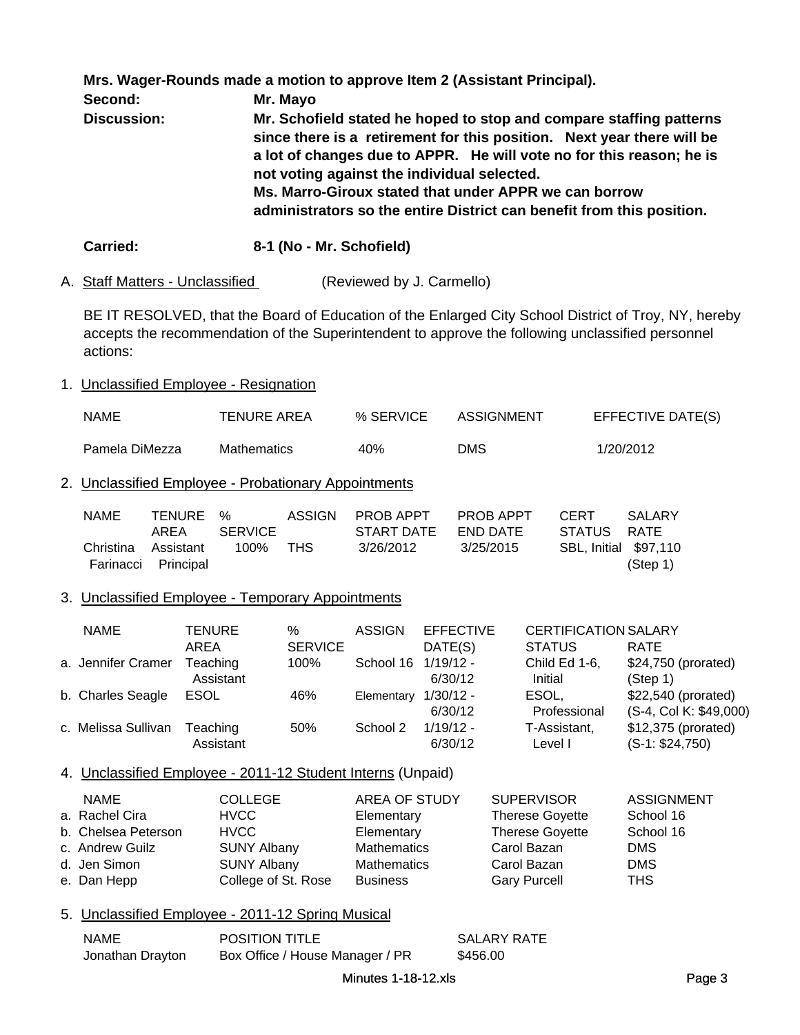**Mrs. Wager-Rounds made a motion to approve Item 2 (Assistant Principal).**

**Second:** **Mr. Mayo**

**Discussion:** **Mr. Schofield stated he hoped to stop and compare staffing patterns since there is a retirement for this position. Next year there will be a lot of changes due to APPR. He will vote no for this reason; he is not voting against the individual selected.**
**Ms. Marro-Giroux stated that under APPR we can borrow administrators so the entire District can benefit from this position.**

**Carried:** **8-1 (No - Mr. Schofield)**

A. Staff Matters - Unclassified (Reviewed by J. Carmello)

BE IT RESOLVED, that the Board of Education of the Enlarged City School District of Troy, NY, hereby accepts the recommendation of the Superintendent to approve the following unclassified personnel actions:

1. Unclassified Employee - Resignation

| NAME | TENURE AREA | % SERVICE | ASSIGNMENT | EFFECTIVE DATE(S) |
|---|---|---|---|---|
| Pamela DiMezza | Mathematics | 40% | DMS | 1/20/2012 |

2. Unclassified Employee - Probationary Appointments

| NAME | TENURE AREA | % SERVICE | ASSIGN | PROB APPT START DATE | PROB APPT END DATE | CERT STATUS | SALARY RATE |
|---|---|---|---|---|---|---|---|
| Christina Farinacci | Assistant Principal | 100% | THS | 3/26/2012 | 3/25/2015 | SBL, Initial | $97,110 (Step 1) |

3. Unclassified Employee - Temporary Appointments

| NAME | TENURE AREA | % SERVICE | ASSIGN | EFFECTIVE DATE(S) | CERTIFICATION STATUS | SALARY RATE |
|---|---|---|---|---|---|---|
| a. Jennifer Cramer | Teaching Assistant | 100% | School 16 | 1/19/12 - 6/30/12 | Child Ed 1-6, Initial | $24,750 (prorated) (Step 1) |
| b. Charles Seagle | ESOL | 46% | Elementary | 1/30/12 - 6/30/12 | ESOL, Professional | $22,540 (prorated) (S-4, Col K: $49,000) |
| c. Melissa Sullivan | Teaching Assistant | 50% | School 2 | 1/19/12 - 6/30/12 | T-Assistant, Level I | $12,375 (prorated) (S-1: $24,750) |

4. Unclassified Employee - 2011-12 Student Interns (Unpaid)

| NAME | COLLEGE | AREA OF STUDY | SUPERVISOR | ASSIGNMENT |
|---|---|---|---|---|
| a. Rachel Cira | HVCC | Elementary | Therese Goyette | School 16 |
| b. Chelsea Peterson | HVCC | Elementary | Therese Goyette | School 16 |
| c. Andrew Guilz | SUNY Albany | Mathematics | Carol Bazan | DMS |
| d. Jen Simon | SUNY Albany | Mathematics | Carol Bazan | DMS |
| e. Dan Hepp | College of St. Rose | Business | Gary Purcell | THS |

5. Unclassified Employee - 2011-12 Spring Musical

| NAME | POSITION TITLE | SALARY RATE |
|---|---|---|
| Jonathan Drayton | Box Office / House Manager / PR | $456.00 |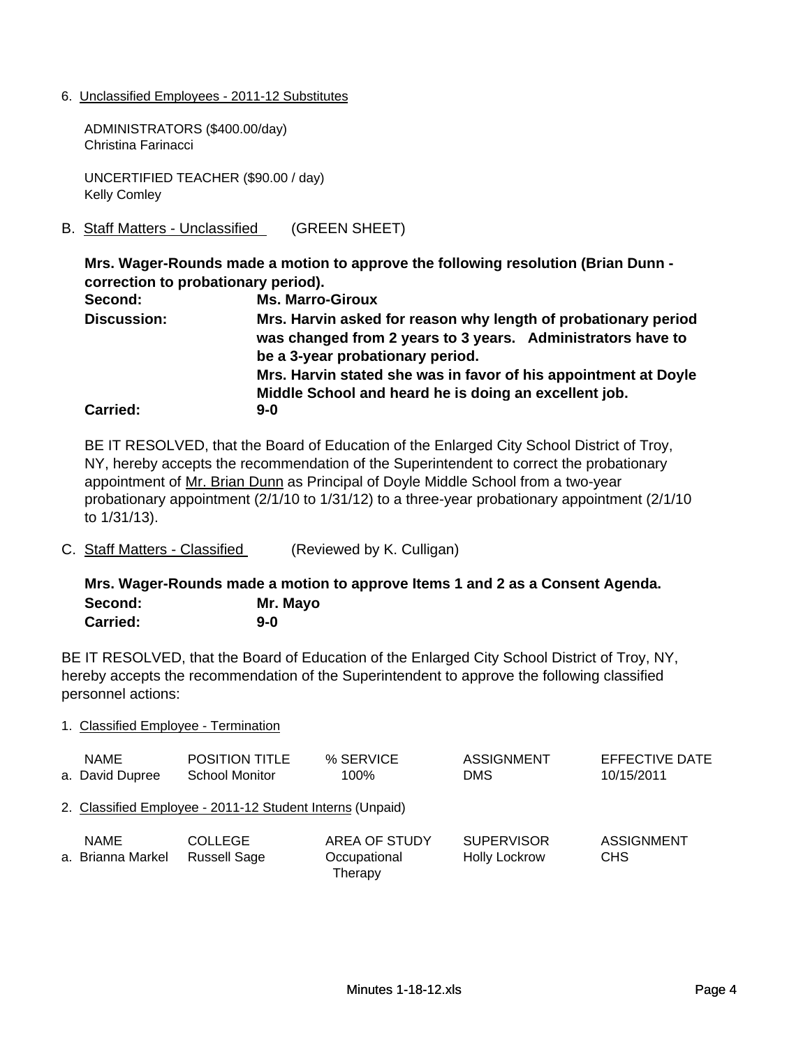6. Unclassified Employees - 2011-12 Substitutes

ADMINISTRATORS ($400.00/day)
Christina Farinacci

UNCERTIFIED TEACHER ($90.00 / day)
Kelly Comley

B. Staff Matters - Unclassified (GREEN SHEET)

**Mrs. Wager-Rounds made a motion to approve the following resolution (Brian Dunn - correction to probationary period).**

**Second:** **Ms. Marro-Giroux**

**Discussion:** **Mrs. Harvin asked for reason why length of probationary period was changed from 2 years to 3 years. Administrators have to be a 3-year probationary period.**
**Mrs. Harvin stated she was in favor of his appointment at Doyle Middle School and heard he is doing an excellent job.**

**Carried:** **9-0**

BE IT RESOLVED, that the Board of Education of the Enlarged City School District of Troy, NY, hereby accepts the recommendation of the Superintendent to correct the probationary appointment of Mr. Brian Dunn as Principal of Doyle Middle School from a two-year probationary appointment (2/1/10 to 1/31/12) to a three-year probationary appointment (2/1/10 to 1/31/13).

C. Staff Matters - Classified (Reviewed by K. Culligan)

**Mrs. Wager-Rounds made a motion to approve Items 1 and 2 as a Consent Agenda.**

**Second:** **Mr. Mayo**

**Carried:** **9-0**

BE IT RESOLVED, that the Board of Education of the Enlarged City School District of Troy, NY, hereby accepts the recommendation of the Superintendent to approve the following classified personnel actions:

1. Classified Employee - Termination

| NAME | POSITION TITLE | % SERVICE | ASSIGNMENT | EFFECTIVE DATE |
|---|---|---|---|---|
| a. David Dupree | School Monitor | 100% | DMS | 10/15/2011 |

2. Classified Employee - 2011-12 Student Interns (Unpaid)

| NAME | COLLEGE | AREA OF STUDY | SUPERVISOR | ASSIGNMENT |
|---|---|---|---|---|
| a. Brianna Markel | Russell Sage | Occupational Therapy | Holly Lockrow | CHS |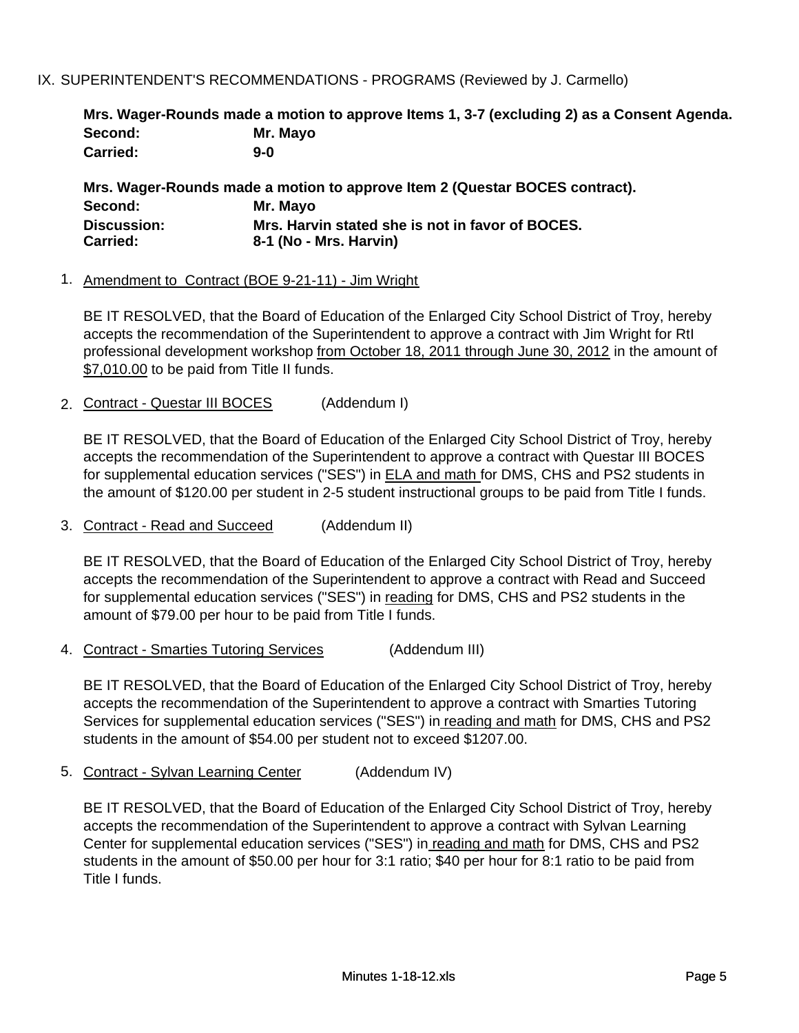IX. SUPERINTENDENT'S RECOMMENDATIONS - PROGRAMS (Reviewed by J. Carmello)

**Mrs. Wager-Rounds made a motion to approve Items 1, 3-7 (excluding 2) as a Consent Agenda.**
**Second:** **Mr. Mayo**
**Carried:** **9-0**

**Mrs. Wager-Rounds made a motion to approve Item 2 (Questar BOCES contract).**
**Second:** **Mr. Mayo**
**Discussion:** **Mrs. Harvin stated she is not in favor of BOCES.**
**Carried:** **8-1 (No - Mrs. Harvin)**

1. Amendment to Contract (BOE 9-21-11) - Jim Wright

   BE IT RESOLVED, that the Board of Education of the Enlarged City School District of Troy, hereby accepts the recommendation of the Superintendent to approve a contract with Jim Wright for RtI professional development workshop from October 18, 2011 through June 30, 2012 in the amount of $7,010.00 to be paid from Title II funds.

2. Contract - Questar III BOCES (Addendum I)

   BE IT RESOLVED, that the Board of Education of the Enlarged City School District of Troy, hereby accepts the recommendation of the Superintendent to approve a contract with Questar III BOCES for supplemental education services ("SES") in ELA and math for DMS, CHS and PS2 students in the amount of $120.00 per student in 2-5 student instructional groups to be paid from Title I funds.

3. Contract - Read and Succeed (Addendum II)

   BE IT RESOLVED, that the Board of Education of the Enlarged City School District of Troy, hereby accepts the recommendation of the Superintendent to approve a contract with Read and Succeed for supplemental education services ("SES") in reading for DMS, CHS and PS2 students in the amount of $79.00 per hour to be paid from Title I funds.

4. Contract - Smarties Tutoring Services (Addendum III)

   BE IT RESOLVED, that the Board of Education of the Enlarged City School District of Troy, hereby accepts the recommendation of the Superintendent to approve a contract with Smarties Tutoring Services for supplemental education services ("SES") in reading and math for DMS, CHS and PS2 students in the amount of $54.00 per student not to exceed $1207.00.

5. Contract - Sylvan Learning Center (Addendum IV)

   BE IT RESOLVED, that the Board of Education of the Enlarged City School District of Troy, hereby accepts the recommendation of the Superintendent to approve a contract with Sylvan Learning Center for supplemental education services ("SES") in reading and math for DMS, CHS and PS2 students in the amount of $50.00 per hour for 3:1 ratio; $40 per hour for 8:1 ratio to be paid from Title I funds.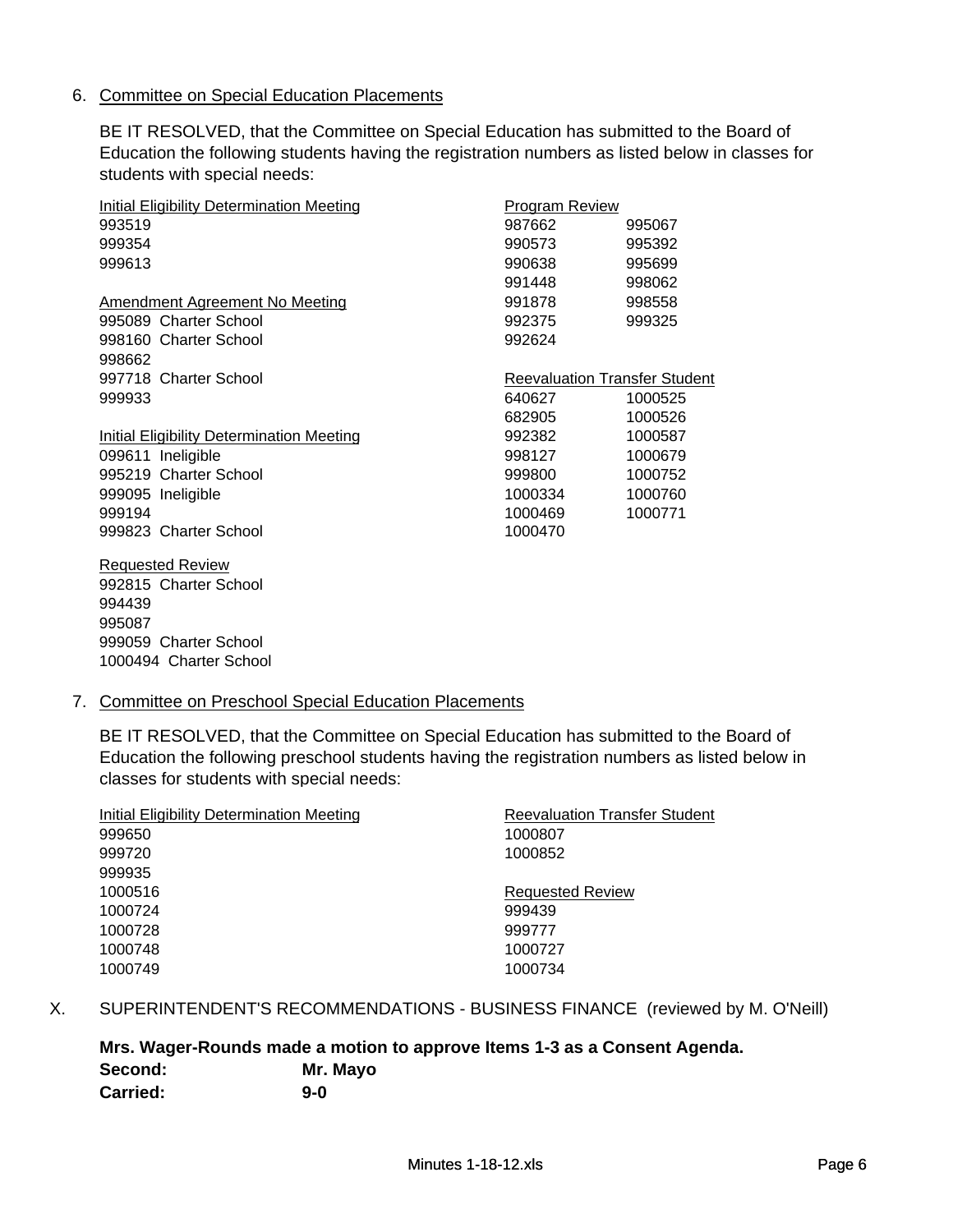6. Committee on Special Education Placements

   BE IT RESOLVED, that the Committee on Special Education has submitted to the Board of Education the following students having the registration numbers as listed below in classes for students with special needs:

Initial Eligibility Determination Meeting
993519
999354
999613

Amendment Agreement No Meeting
995089 Charter School
998160 Charter School
998662
997718 Charter School
999933

Initial Eligibility Determination Meeting
099611 Ineligible
995219 Charter School
999095 Ineligible
999194
999823 Charter School

Requested Review
992815 Charter School
994439
995087
999059 Charter School
1000494 Charter School

Program Review

| | |
|---|---|
| 987662 | 995067 |
| 990573 | 995392 |
| 990638 | 995699 |
| 991448 | 998062 |
| 991878 | 998558 |
| 992375 | 999325 |
| 992624 | |

Reevaluation Transfer Student

| | |
|---|---|
| 640627 | 1000525 |
| 682905 | 1000526 |
| 992382 | 1000587 |
| 998127 | 1000679 |
| 999800 | 1000752 |
| 1000334 | 1000760 |
| 1000469 | 1000771 |
| 1000470 | |

7. Committee on Preschool Special Education Placements

   BE IT RESOLVED, that the Committee on Special Education has submitted to the Board of Education the following preschool students having the registration numbers as listed below in classes for students with special needs:

Initial Eligibility Determination Meeting
999650
999720
999935
1000516
1000724
1000728
1000748
1000749

Reevaluation Transfer Student
1000807
1000852

Requested Review
999439
999777
1000727
1000734

X. SUPERINTENDENT'S RECOMMENDATIONS - BUSINESS FINANCE (reviewed by M. O'Neill)

**Mrs. Wager-Rounds made a motion to approve Items 1-3 as a Consent Agenda.**
**Second: Mr. Mayo**
**Carried: 9-0**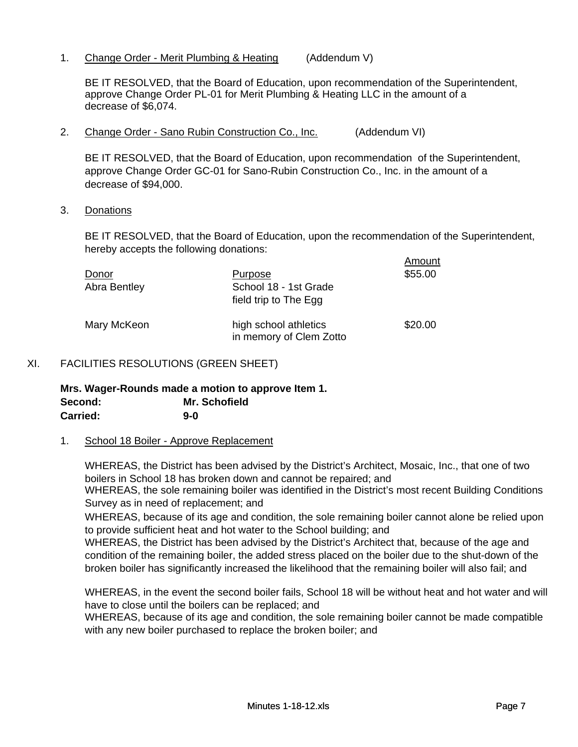1. <u>Change Order - Merit Plumbing & Heating</u> (Addendum V)

   BE IT RESOLVED, that the Board of Education, upon recommendation of the Superintendent, approve Change Order PL-01 for Merit Plumbing & Heating LLC in the amount of a decrease of $6,074.

2. <u>Change Order - Sano Rubin Construction Co., Inc.</u> (Addendum VI)

   BE IT RESOLVED, that the Board of Education, upon recommendation of the Superintendent, approve Change Order GC-01 for Sano-Rubin Construction Co., Inc. in the amount of a decrease of $94,000.

3. <u>Donations</u>

   BE IT RESOLVED, that the Board of Education, upon the recommendation of the Superintendent, hereby accepts the following donations:

| Donor | Purpose | Amount |
|---|---|---|
| Abra Bentley | School 18 - 1st Grade field trip to The Egg | $55.00 |
| Mary McKeon | high school athletics in memory of Clem Zotto | $20.00 |

XI. FACILITIES RESOLUTIONS (GREEN SHEET)

**Mrs. Wager-Rounds made a motion to approve Item 1.**
**Second: Mr. Schofield**
**Carried: 9-0**

1. <u>School 18 Boiler - Approve Replacement</u>

   WHEREAS, the District has been advised by the District's Architect, Mosaic, Inc., that one of two boilers in School 18 has broken down and cannot be repaired; and
   WHEREAS, the sole remaining boiler was identified in the District's most recent Building Conditions Survey as in need of replacement; and
   WHEREAS, because of its age and condition, the sole remaining boiler cannot alone be relied upon to provide sufficient heat and hot water to the School building; and
   WHEREAS, the District has been advised by the District's Architect that, because of the age and condition of the remaining boiler, the added stress placed on the boiler due to the shut-down of the broken boiler has significantly increased the likelihood that the remaining boiler will also fail; and

   WHEREAS, in the event the second boiler fails, School 18 will be without heat and hot water and will have to close until the boilers can be replaced; and
   WHEREAS, because of its age and condition, the sole remaining boiler cannot be made compatible with any new boiler purchased to replace the broken boiler; and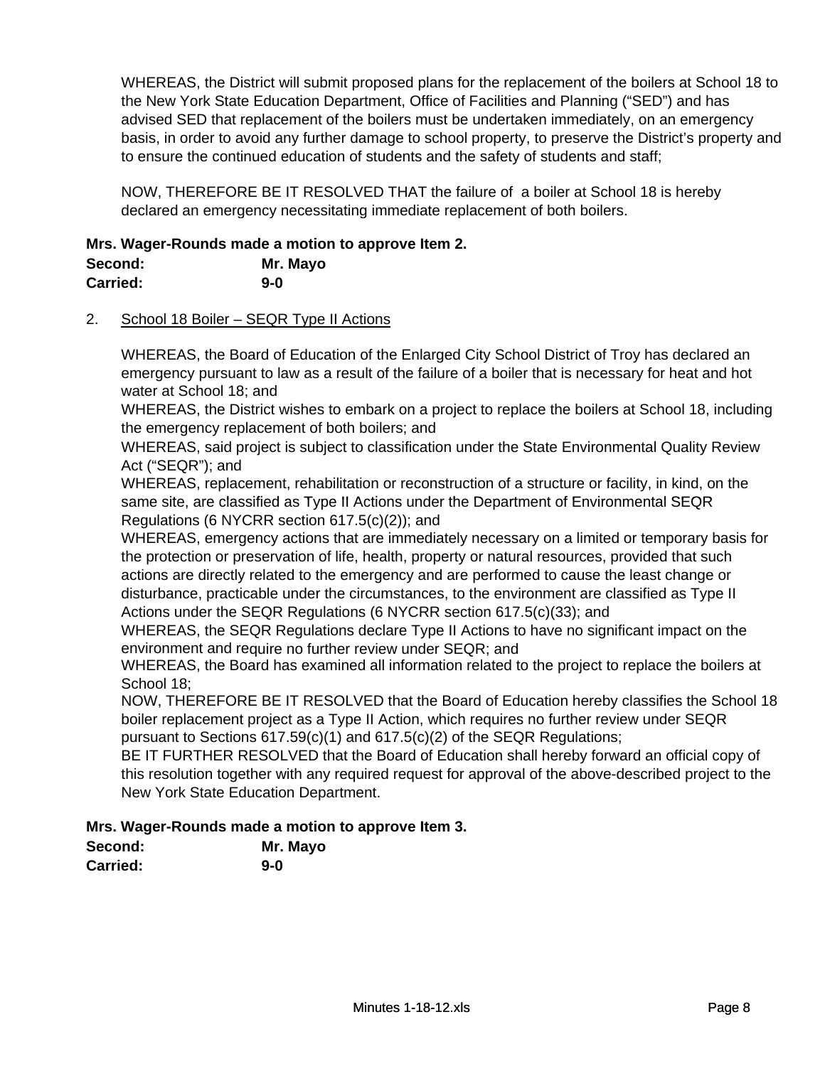WHEREAS, the District will submit proposed plans for the replacement of the boilers at School 18 to the New York State Education Department, Office of Facilities and Planning ("SED") and has advised SED that replacement of the boilers must be undertaken immediately, on an emergency basis, in order to avoid any further damage to school property, to preserve the District's property and to ensure the continued education of students and the safety of students and staff;

NOW, THEREFORE BE IT RESOLVED THAT the failure of a boiler at School 18 is hereby declared an emergency necessitating immediate replacement of both boilers.

**Mrs. Wager-Rounds made a motion to approve Item 2.**
**Second: Mr. Mayo**
**Carried: 9-0**

2. School 18 Boiler – SEQR Type II Actions

WHEREAS, the Board of Education of the Enlarged City School District of Troy has declared an emergency pursuant to law as a result of the failure of a boiler that is necessary for heat and hot water at School 18; and
WHEREAS, the District wishes to embark on a project to replace the boilers at School 18, including the emergency replacement of both boilers; and
WHEREAS, said project is subject to classification under the State Environmental Quality Review Act ("SEQR"); and
WHEREAS, replacement, rehabilitation or reconstruction of a structure or facility, in kind, on the same site, are classified as Type II Actions under the Department of Environmental SEQR Regulations (6 NYCRR section 617.5(c)(2)); and
WHEREAS, emergency actions that are immediately necessary on a limited or temporary basis for the protection or preservation of life, health, property or natural resources, provided that such actions are directly related to the emergency and are performed to cause the least change or disturbance, practicable under the circumstances, to the environment are classified as Type II Actions under the SEQR Regulations (6 NYCRR section 617.5(c)(33); and
WHEREAS, the SEQR Regulations declare Type II Actions to have no significant impact on the environment and require no further review under SEQR; and
WHEREAS, the Board has examined all information related to the project to replace the boilers at School 18;
NOW, THEREFORE BE IT RESOLVED that the Board of Education hereby classifies the School 18 boiler replacement project as a Type II Action, which requires no further review under SEQR pursuant to Sections 617.59(c)(1) and 617.5(c)(2) of the SEQR Regulations;
BE IT FURTHER RESOLVED that the Board of Education shall hereby forward an official copy of this resolution together with any required request for approval of the above-described project to the New York State Education Department.

**Mrs. Wager-Rounds made a motion to approve Item 3.**
**Second: Mr. Mayo**
**Carried: 9-0**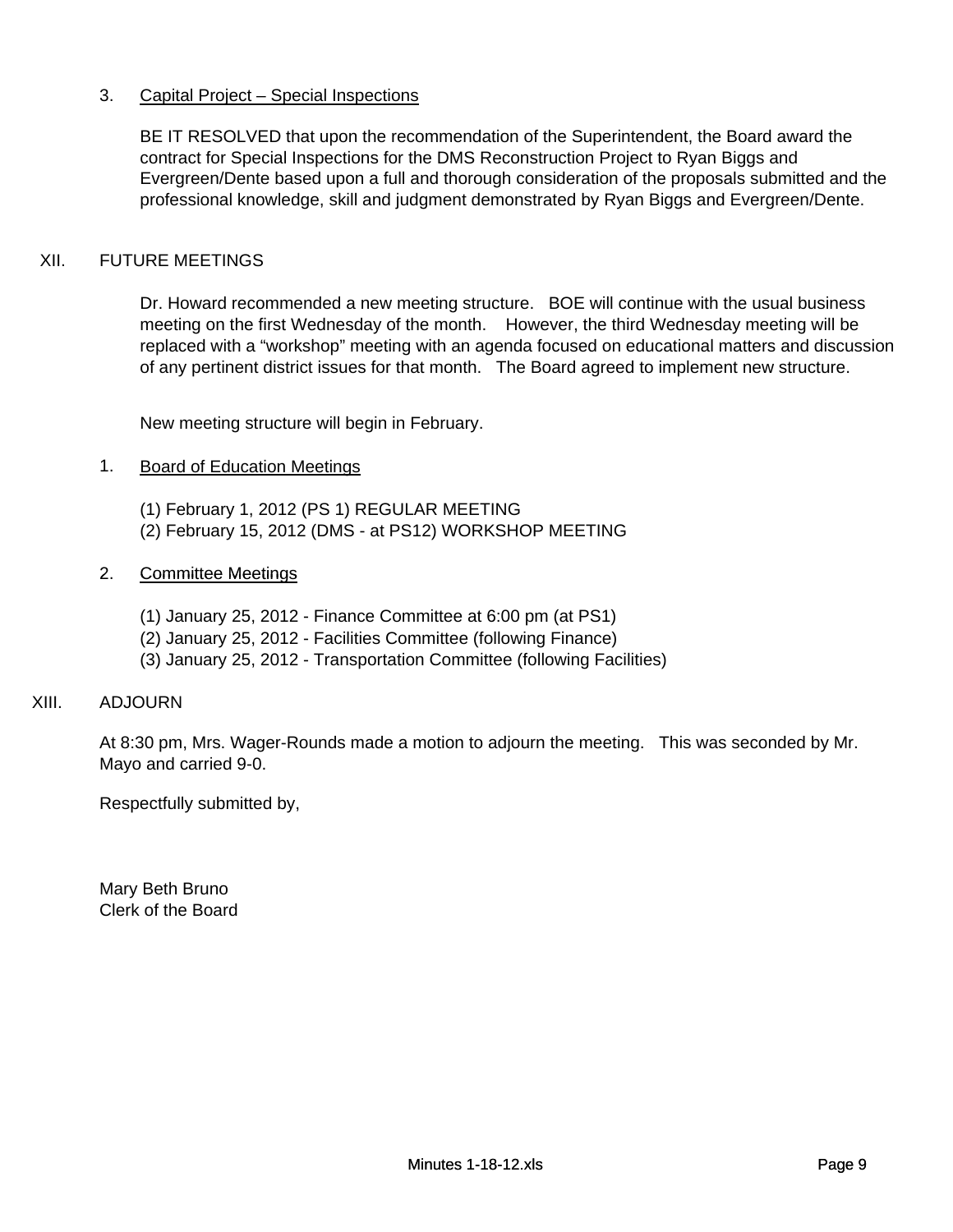3. Capital Project – Special Inspections

   BE IT RESOLVED that upon the recommendation of the Superintendent, the Board award the contract for Special Inspections for the DMS Reconstruction Project to Ryan Biggs and Evergreen/Dente based upon a full and thorough consideration of the proposals submitted and the professional knowledge, skill and judgment demonstrated by Ryan Biggs and Evergreen/Dente.

## XII. FUTURE MEETINGS

Dr. Howard recommended a new meeting structure. BOE will continue with the usual business meeting on the first Wednesday of the month. However, the third Wednesday meeting will be replaced with a "workshop" meeting with an agenda focused on educational matters and discussion of any pertinent district issues for that month. The Board agreed to implement new structure.

New meeting structure will begin in February.

1. Board of Education Meetings

   (1) February 1, 2012 (PS 1) REGULAR MEETING
   (2) February 15, 2012 (DMS - at PS12) WORKSHOP MEETING

2. Committee Meetings

   (1) January 25, 2012 - Finance Committee at 6:00 pm (at PS1)
   (2) January 25, 2012 - Facilities Committee (following Finance)
   (3) January 25, 2012 - Transportation Committee (following Facilities)

## XIII. ADJOURN

At 8:30 pm, Mrs. Wager-Rounds made a motion to adjourn the meeting. This was seconded by Mr. Mayo and carried 9-0.

Respectfully submitted by,

Mary Beth Bruno
Clerk of the Board